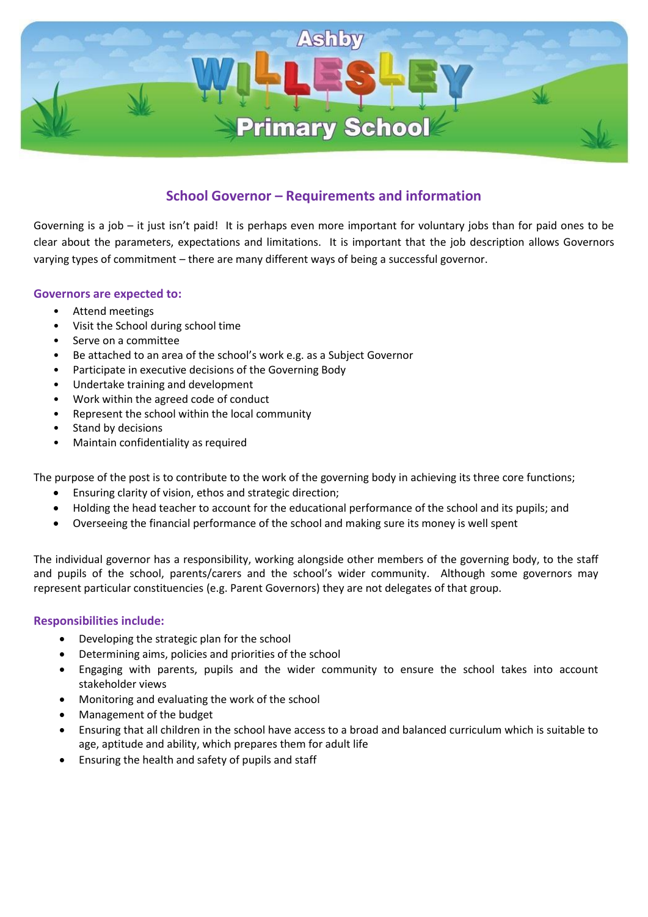Ashby Willesley Primary School

## School Governor – Requirements and information

Governing is a job – it just isn't paid! It is perhaps even more important for voluntary jobs than for paid ones to be clear about the parameters, expectations and limitations. It is important that the job description allows Governors varying types of commitment – there are many different ways of being a successful governor.

### Governors are expected to:

- Attend meetings
- Visit the School during school time
- Serve on a committee
- Be attached to an area of the school's work e.g. as a Subject Governor
- Participate in executive decisions of the Governing Body
- Undertake training and development
- Work within the agreed code of conduct
- Represent the school within the local community
- Stand by decisions
- Maintain confidentiality as required

The purpose of the post is to contribute to the work of the governing body in achieving its three core functions;

- Ensuring clarity of vision, ethos and strategic direction;
- Holding the head teacher to account for the educational performance of the school and its pupils; and
- Overseeing the financial performance of the school and making sure its money is well spent

The individual governor has a responsibility, working alongside other members of the governing body, to the staff and pupils of the school, parents/carers and the school's wider community. Although some governors may represent particular constituencies (e.g. Parent Governors) they are not delegates of that group.

### Responsibilities include:

- Developing the strategic plan for the school
- Determining aims, policies and priorities of the school
- Engaging with parents, pupils and the wider community to ensure the school takes into account stakeholder views
- Monitoring and evaluating the work of the school
- Management of the budget
- Ensuring that all children in the school have access to a broad and balanced curriculum which is suitable to age, aptitude and ability, which prepares them for adult life
- Ensuring the health and safety of pupils and staff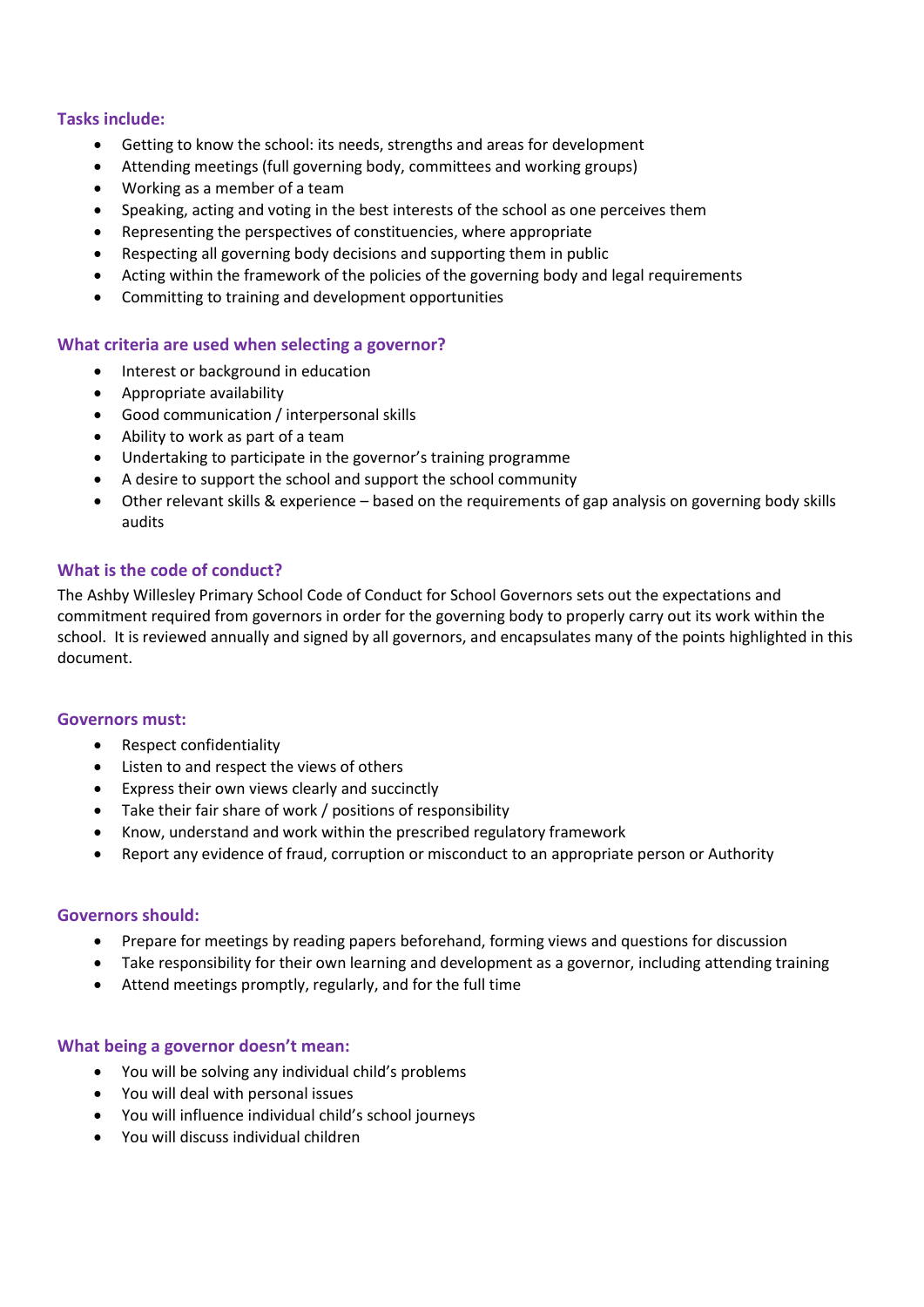### Tasks include:

- Getting to know the school: its needs, strengths and areas for development
- Attending meetings (full governing body, committees and working groups)
- Working as a member of a team
- Speaking, acting and voting in the best interests of the school as one perceives them
- Representing the perspectives of constituencies, where appropriate
- Respecting all governing body decisions and supporting them in public
- Acting within the framework of the policies of the governing body and legal requirements
- Committing to training and development opportunities

### What criteria are used when selecting a governor?

- Interest or background in education
- Appropriate availability
- Good communication / interpersonal skills
- Ability to work as part of a team
- Undertaking to participate in the governor's training programme
- A desire to support the school and support the school community
- Other relevant skills & experience – based on the requirements of gap analysis on governing body skills audits

### What is the code of conduct?

The Ashby Willesley Primary School Code of Conduct for School Governors sets out the expectations and commitment required from governors in order for the governing body to properly carry out its work within the school. It is reviewed annually and signed by all governors, and encapsulates many of the points highlighted in this document.

### Governors must:

- Respect confidentiality
- Listen to and respect the views of others
- Express their own views clearly and succinctly
- Take their fair share of work / positions of responsibility
- Know, understand and work within the prescribed regulatory framework
- Report any evidence of fraud, corruption or misconduct to an appropriate person or Authority

### Governors should:

- Prepare for meetings by reading papers beforehand, forming views and questions for discussion
- Take responsibility for their own learning and development as a governor, including attending training
- Attend meetings promptly, regularly, and for the full time

### What being a governor doesn't mean:

- You will be solving any individual child's problems
- You will deal with personal issues
- You will influence individual child's school journeys
- You will discuss individual children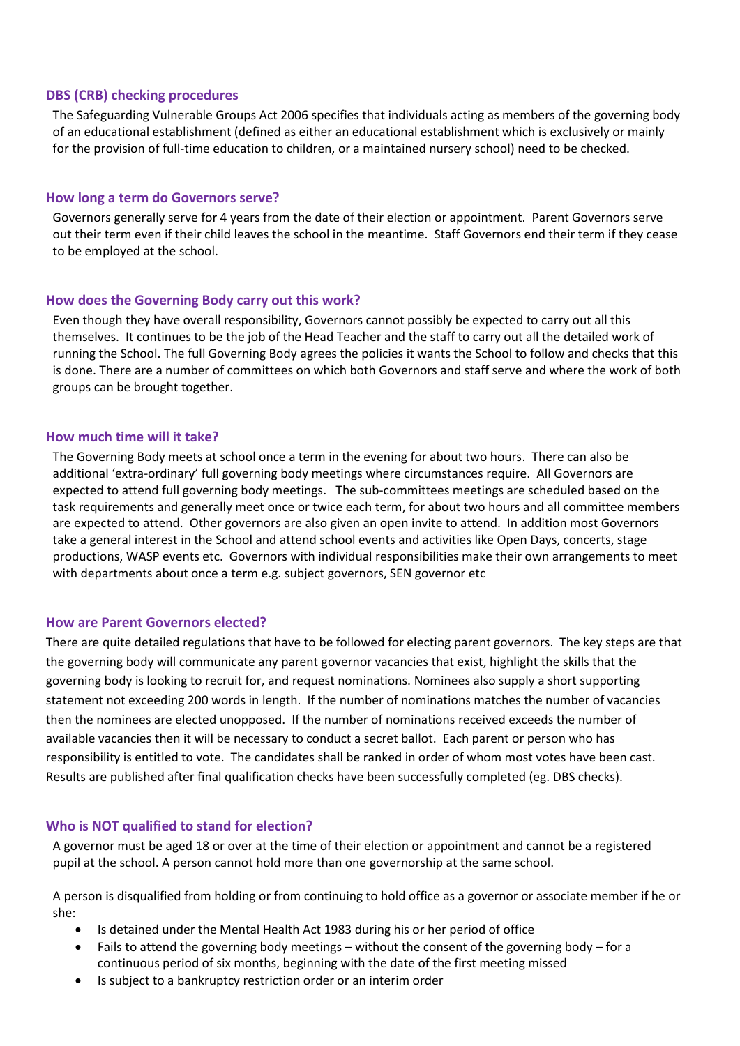### DBS (CRB) checking procedures

The Safeguarding Vulnerable Groups Act 2006 specifies that individuals acting as members of the governing body of an educational establishment (defined as either an educational establishment which is exclusively or mainly for the provision of full-time education to children, or a maintained nursery school) need to be checked.

### How long a term do Governors serve?

Governors generally serve for 4 years from the date of their election or appointment. Parent Governors serve out their term even if their child leaves the school in the meantime. Staff Governors end their term if they cease to be employed at the school.

### How does the Governing Body carry out this work?

Even though they have overall responsibility, Governors cannot possibly be expected to carry out all this themselves. It continues to be the job of the Head Teacher and the staff to carry out all the detailed work of running the School. The full Governing Body agrees the policies it wants the School to follow and checks that this is done. There are a number of committees on which both Governors and staff serve and where the work of both groups can be brought together.

### How much time will it take?

The Governing Body meets at school once a term in the evening for about two hours. There can also be additional 'extra-ordinary' full governing body meetings where circumstances require. All Governors are expected to attend full governing body meetings. The sub-committees meetings are scheduled based on the task requirements and generally meet once or twice each term, for about two hours and all committee members are expected to attend. Other governors are also given an open invite to attend. In addition most Governors take a general interest in the School and attend school events and activities like Open Days, concerts, stage productions, WASP events etc. Governors with individual responsibilities make their own arrangements to meet with departments about once a term e.g. subject governors, SEN governor etc

### How are Parent Governors elected?

There are quite detailed regulations that have to be followed for electing parent governors. The key steps are that the governing body will communicate any parent governor vacancies that exist, highlight the skills that the governing body is looking to recruit for, and request nominations. Nominees also supply a short supporting statement not exceeding 200 words in length. If the number of nominations matches the number of vacancies then the nominees are elected unopposed. If the number of nominations received exceeds the number of available vacancies then it will be necessary to conduct a secret ballot. Each parent or person who has responsibility is entitled to vote. The candidates shall be ranked in order of whom most votes have been cast. Results are published after final qualification checks have been successfully completed (eg. DBS checks).

### Who is NOT qualified to stand for election?

A governor must be aged 18 or over at the time of their election or appointment and cannot be a registered pupil at the school. A person cannot hold more than one governorship at the same school.

A person is disqualified from holding or from continuing to hold office as a governor or associate member if he or she:

- Is detained under the Mental Health Act 1983 during his or her period of office
- Fails to attend the governing body meetings – without the consent of the governing body – for a continuous period of six months, beginning with the date of the first meeting missed
- Is subject to a bankruptcy restriction order or an interim order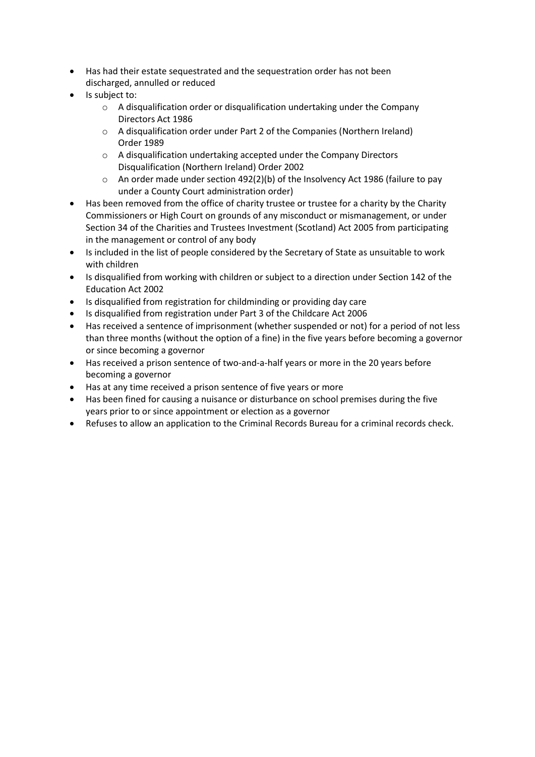- Has had their estate sequestrated and the sequestration order has not been discharged, annulled or reduced
- Is subject to:
    - A disqualification order or disqualification undertaking under the Company Directors Act 1986
    - A disqualification order under Part 2 of the Companies (Northern Ireland) Order 1989
    - A disqualification undertaking accepted under the Company Directors Disqualification (Northern Ireland) Order 2002
    - An order made under section 492(2)(b) of the Insolvency Act 1986 (failure to pay under a County Court administration order)
- Has been removed from the office of charity trustee or trustee for a charity by the Charity Commissioners or High Court on grounds of any misconduct or mismanagement, or under Section 34 of the Charities and Trustees Investment (Scotland) Act 2005 from participating in the management or control of any body
- Is included in the list of people considered by the Secretary of State as unsuitable to work with children
- Is disqualified from working with children or subject to a direction under Section 142 of the Education Act 2002
- Is disqualified from registration for childminding or providing day care
- Is disqualified from registration under Part 3 of the Childcare Act 2006
- Has received a sentence of imprisonment (whether suspended or not) for a period of not less than three months (without the option of a fine) in the five years before becoming a governor or since becoming a governor
- Has received a prison sentence of two-and-a-half years or more in the 20 years before becoming a governor
- Has at any time received a prison sentence of five years or more
- Has been fined for causing a nuisance or disturbance on school premises during the five years prior to or since appointment or election as a governor
- Refuses to allow an application to the Criminal Records Bureau for a criminal records check.